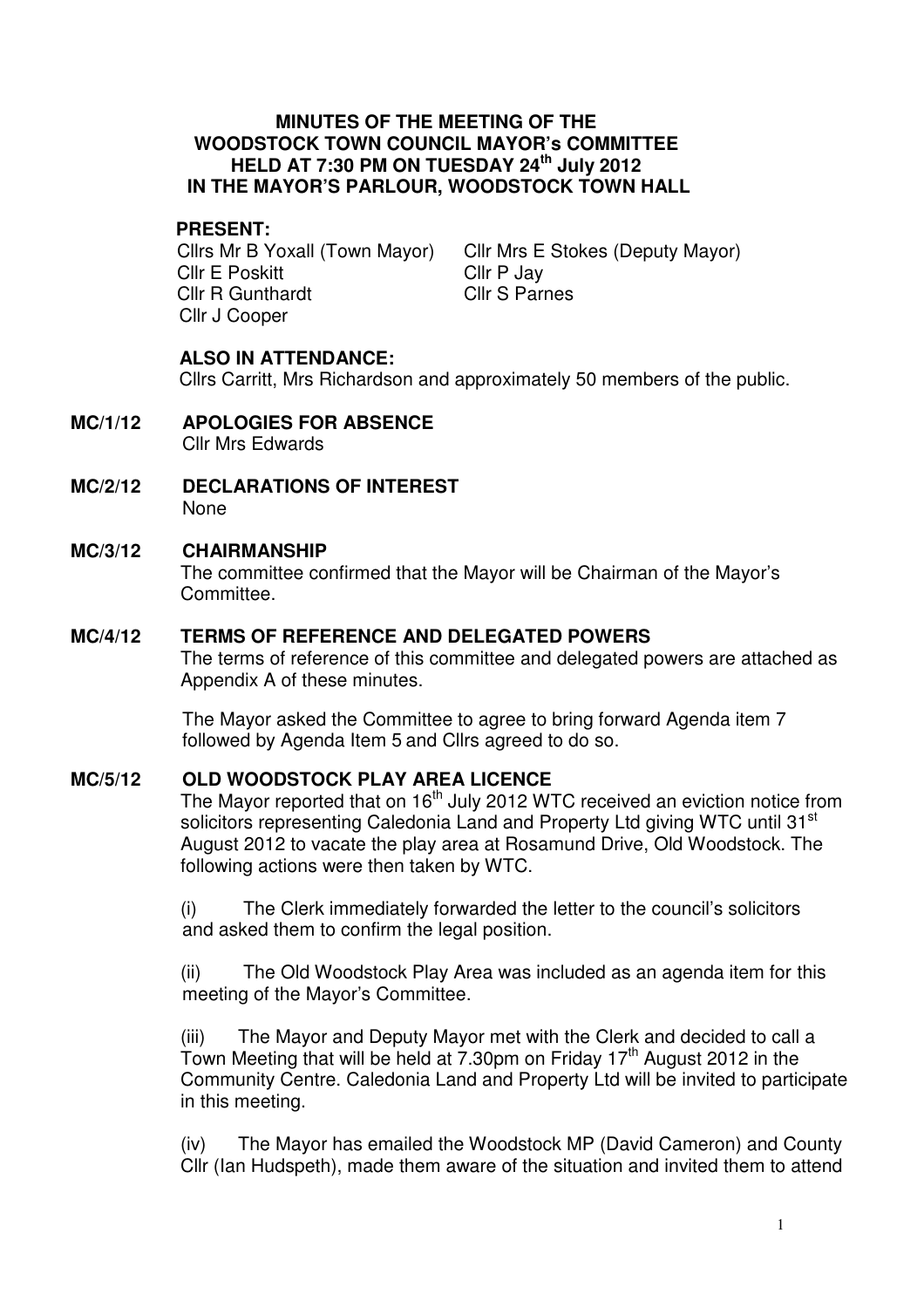**MINUTES OF THE MEETING OF THE WOODSTOCK TOWN COUNCIL MAYOR's COMMITTEE HELD AT 7:30 PM ON TUESDAY 24th July 2012 IN THE MAYOR'S PARLOUR, WOODSTOCK TOWN HALL**

**PRESENT:**

Cllrs Mr B Yoxall (Town Mayor)
Cllr Mrs E Stokes (Deputy Mayor)
Cllr E Poskitt
Cllr P Jay
Cllr R Gunthardt
Cllr S Parnes
Cllr J Cooper

**ALSO IN ATTENDANCE:**

Cllrs Carritt, Mrs Richardson and approximately 50 members of the public.

**MC/1/12 APOLOGIES FOR ABSENCE**

Cllr Mrs Edwards

**MC/2/12 DECLARATIONS OF INTEREST**

None

**MC/3/12 CHAIRMANSHIP**

The committee confirmed that the Mayor will be Chairman of the Mayor's Committee.

**MC/4/12 TERMS OF REFERENCE AND DELEGATED POWERS**

The terms of reference of this committee and delegated powers are attached as Appendix A of these minutes.

The Mayor asked the Committee to agree to bring forward Agenda item 7 followed by Agenda Item 5 and Cllrs agreed to do so.

**MC/5/12 OLD WOODSTOCK PLAY AREA LICENCE**

The Mayor reported that on 16th July 2012 WTC received an eviction notice from solicitors representing Caledonia Land and Property Ltd giving WTC until 31st August 2012 to vacate the play area at Rosamund Drive, Old Woodstock. The following actions were then taken by WTC.

(i) The Clerk immediately forwarded the letter to the council's solicitors and asked them to confirm the legal position.

(ii) The Old Woodstock Play Area was included as an agenda item for this meeting of the Mayor's Committee.

(iii) The Mayor and Deputy Mayor met with the Clerk and decided to call a Town Meeting that will be held at 7.30pm on Friday 17th August 2012 in the Community Centre. Caledonia Land and Property Ltd will be invited to participate in this meeting.

(iv) The Mayor has emailed the Woodstock MP (David Cameron) and County Cllr (Ian Hudspeth), made them aware of the situation and invited them to attend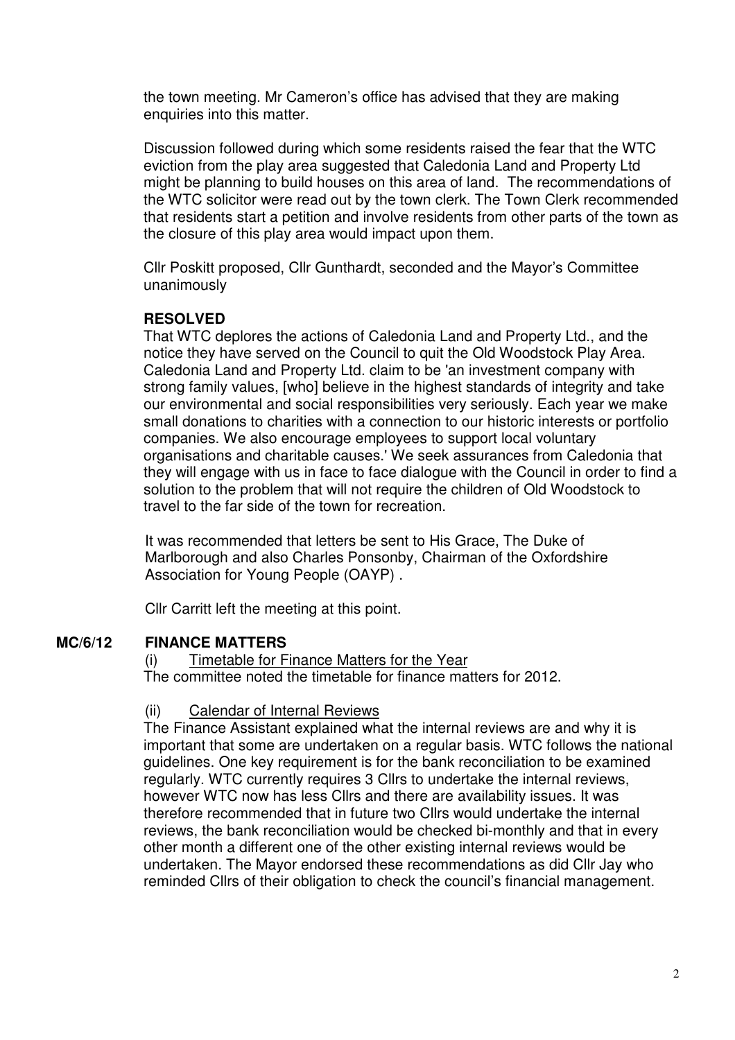the town meeting. Mr Cameron's office has advised that they are making enquiries into this matter.

Discussion followed during which some residents raised the fear that the WTC eviction from the play area suggested that Caledonia Land and Property Ltd might be planning to build houses on this area of land. The recommendations of the WTC solicitor were read out by the town clerk. The Town Clerk recommended that residents start a petition and involve residents from other parts of the town as the closure of this play area would impact upon them.

Cllr Poskitt proposed, Cllr Gunthardt, seconded and the Mayor's Committee unanimously

**RESOLVED**

That WTC deplores the actions of Caledonia Land and Property Ltd., and the notice they have served on the Council to quit the Old Woodstock Play Area. Caledonia Land and Property Ltd. claim to be 'an investment company with strong family values, [who] believe in the highest standards of integrity and take our environmental and social responsibilities very seriously. Each year we make small donations to charities with a connection to our historic interests or portfolio companies. We also encourage employees to support local voluntary organisations and charitable causes.' We seek assurances from Caledonia that they will engage with us in face to face dialogue with the Council in order to find a solution to the problem that will not require the children of Old Woodstock to travel to the far side of the town for recreation.

It was recommended that letters be sent to His Grace, The Duke of Marlborough and also Charles Ponsonby, Chairman of the Oxfordshire Association for Young People (OAYP) .

Cllr Carritt left the meeting at this point.

**MC/6/12 FINANCE MATTERS**

(i) Timetable for Finance Matters for the Year

The committee noted the timetable for finance matters for 2012.

(ii) Calendar of Internal Reviews

The Finance Assistant explained what the internal reviews are and why it is important that some are undertaken on a regular basis. WTC follows the national guidelines. One key requirement is for the bank reconciliation to be examined regularly. WTC currently requires 3 Cllrs to undertake the internal reviews, however WTC now has less Cllrs and there are availability issues. It was therefore recommended that in future two Cllrs would undertake the internal reviews, the bank reconciliation would be checked bi-monthly and that in every other month a different one of the other existing internal reviews would be undertaken. The Mayor endorsed these recommendations as did Cllr Jay who reminded Cllrs of their obligation to check the council's financial management.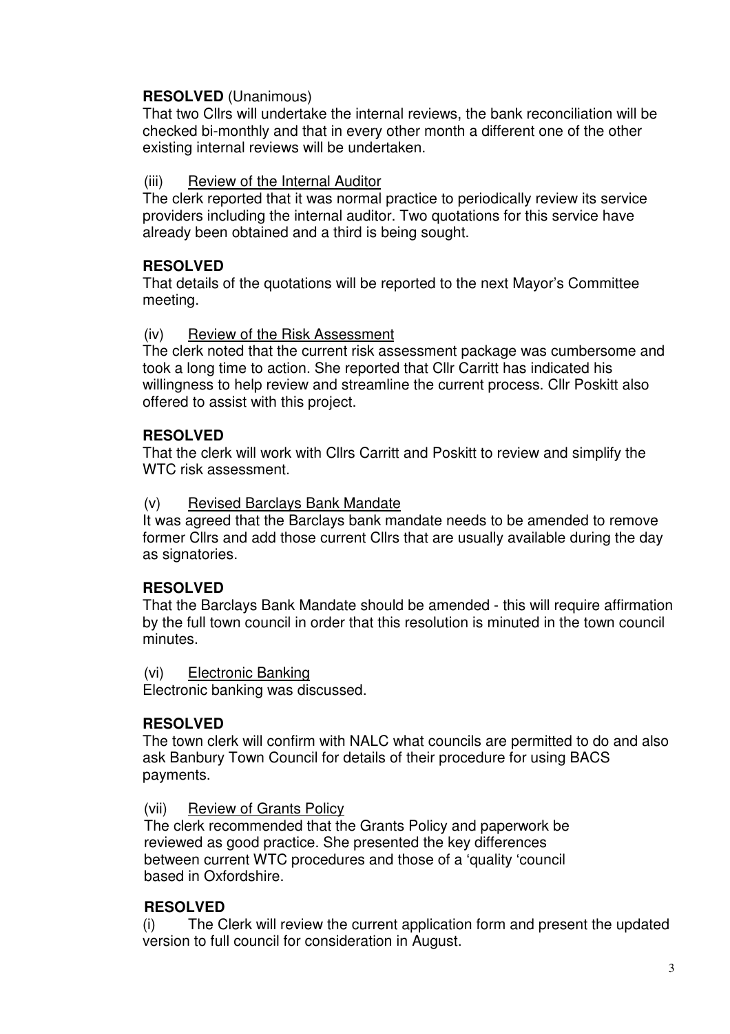**RESOLVED** (Unanimous)
That two Cllrs will undertake the internal reviews, the bank reconciliation will be checked bi-monthly and that in every other month a different one of the other existing internal reviews will be undertaken.

(iii) Review of the Internal Auditor
The clerk reported that it was normal practice to periodically review its service providers including the internal auditor. Two quotations for this service have already been obtained and a third is being sought.

**RESOLVED**
That details of the quotations will be reported to the next Mayor's Committee meeting.

(iv) Review of the Risk Assessment
The clerk noted that the current risk assessment package was cumbersome and took a long time to action. She reported that Cllr Carritt has indicated his willingness to help review and streamline the current process. Cllr Poskitt also offered to assist with this project.

**RESOLVED**
That the clerk will work with Cllrs Carritt and Poskitt to review and simplify the WTC risk assessment.

(v) Revised Barclays Bank Mandate
It was agreed that the Barclays bank mandate needs to be amended to remove former Cllrs and add those current Cllrs that are usually available during the day as signatories.

**RESOLVED**
That the Barclays Bank Mandate should be amended - this will require affirmation by the full town council in order that this resolution is minuted in the town council minutes.

(vi) Electronic Banking
Electronic banking was discussed.

**RESOLVED**
The town clerk will confirm with NALC what councils are permitted to do and also ask Banbury Town Council for details of their procedure for using BACS payments.

(vii) Review of Grants Policy
The clerk recommended that the Grants Policy and paperwork be reviewed as good practice. She presented the key differences between current WTC procedures and those of a 'quality 'council based in Oxfordshire.

**RESOLVED**
(i) The Clerk will review the current application form and present the updated version to full council for consideration in August.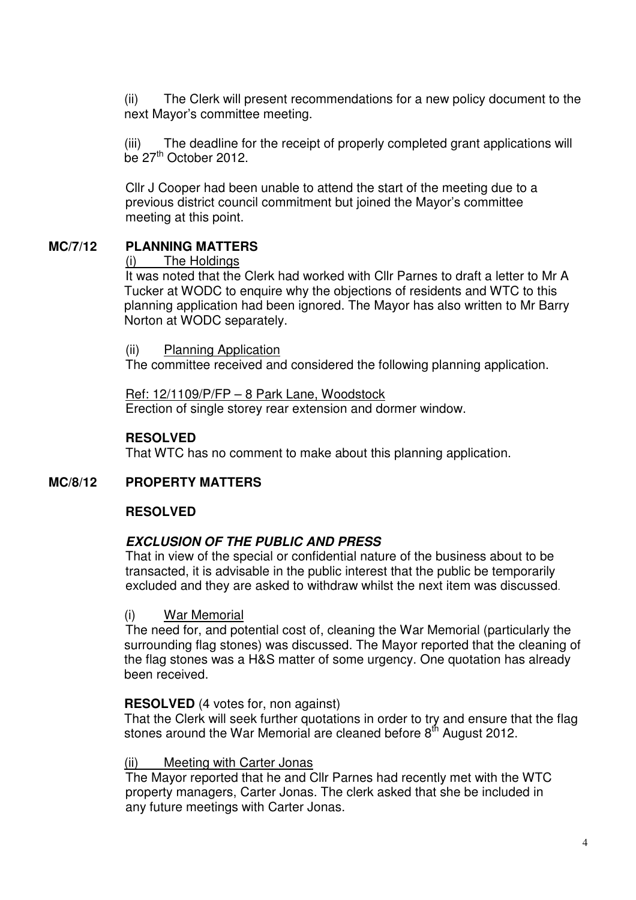(ii) The Clerk will present recommendations for a new policy document to the next Mayor's committee meeting.

(iii) The deadline for the receipt of properly completed grant applications will be 27th October 2012.

Cllr J Cooper had been unable to attend the start of the meeting due to a previous district council commitment but joined the Mayor's committee meeting at this point.

**MC/7/12 PLANNING MATTERS**

(i) The Holdings

It was noted that the Clerk had worked with Cllr Parnes to draft a letter to Mr A Tucker at WODC to enquire why the objections of residents and WTC to this planning application had been ignored. The Mayor has also written to Mr Barry Norton at WODC separately.

(ii) Planning Application

The committee received and considered the following planning application.

Ref: 12/1109/P/FP – 8 Park Lane, Woodstock
Erection of single storey rear extension and dormer window.

**RESOLVED**

That WTC has no comment to make about this planning application.

**MC/8/12 PROPERTY MATTERS**

**RESOLVED**

***EXCLUSION OF THE PUBLIC AND PRESS***

That in view of the special or confidential nature of the business about to be transacted, it is advisable in the public interest that the public be temporarily excluded and they are asked to withdraw whilst the next item was discussed.

(i) War Memorial

The need for, and potential cost of, cleaning the War Memorial (particularly the surrounding flag stones) was discussed. The Mayor reported that the cleaning of the flag stones was a H&S matter of some urgency. One quotation has already been received.

**RESOLVED** (4 votes for, non against)

That the Clerk will seek further quotations in order to try and ensure that the flag stones around the War Memorial are cleaned before 8th August 2012.

(ii) Meeting with Carter Jonas

The Mayor reported that he and Cllr Parnes had recently met with the WTC property managers, Carter Jonas. The clerk asked that she be included in any future meetings with Carter Jonas.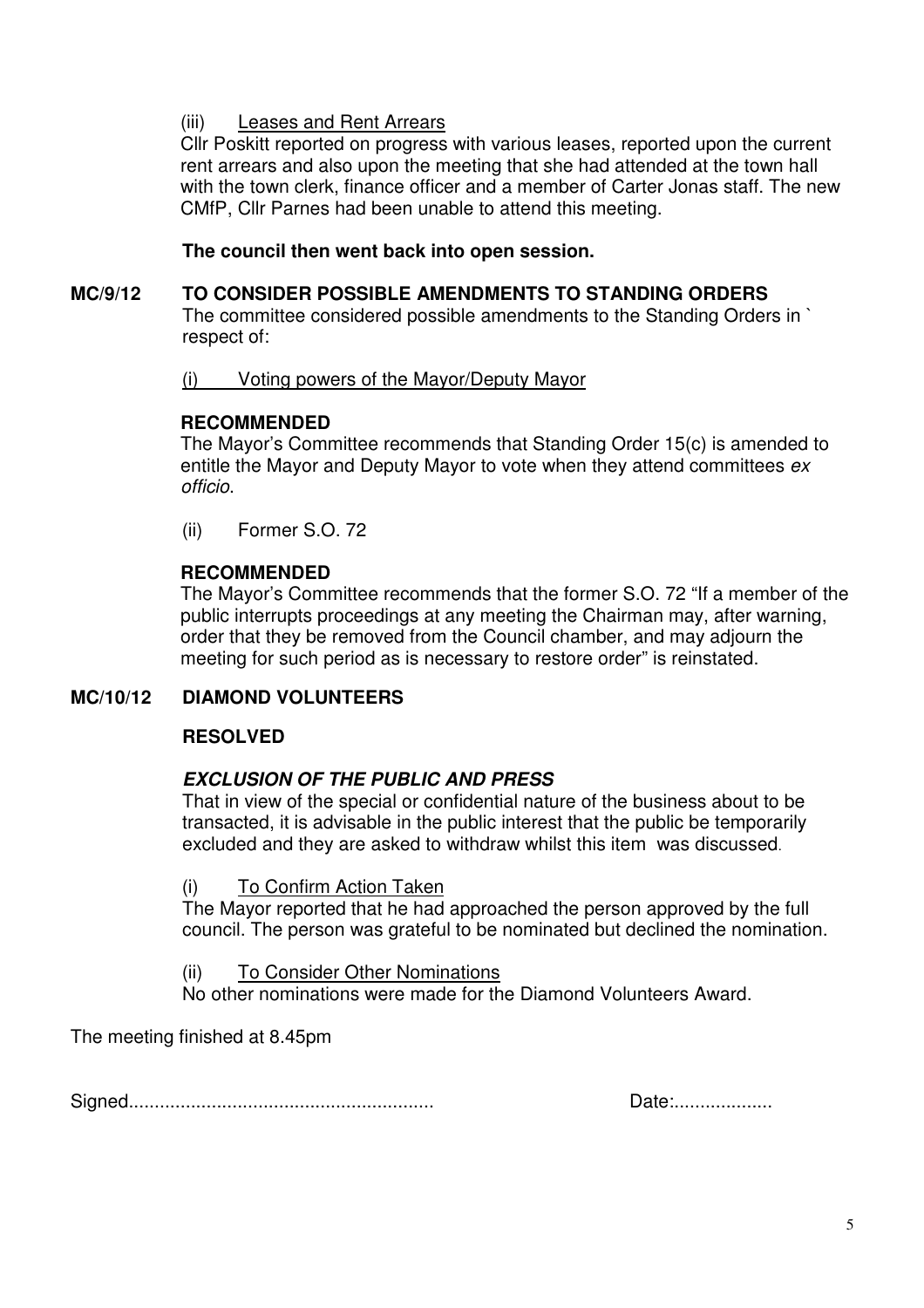(iii) Leases and Rent Arrears

Cllr Poskitt reported on progress with various leases, reported upon the current rent arrears and also upon the meeting that she had attended at the town hall with the town clerk, finance officer and a member of Carter Jonas staff. The new CMfP, Cllr Parnes had been unable to attend this meeting.

**The council then went back into open session.**

**MC/9/12 TO CONSIDER POSSIBLE AMENDMENTS TO STANDING ORDERS**

The committee considered possible amendments to the Standing Orders in ` respect of:

(i) Voting powers of the Mayor/Deputy Mayor

**RECOMMENDED**

The Mayor's Committee recommends that Standing Order 15(c) is amended to entitle the Mayor and Deputy Mayor to vote when they attend committees *ex officio*.

(ii) Former S.O. 72

**RECOMMENDED**

The Mayor's Committee recommends that the former S.O. 72 "If a member of the public interrupts proceedings at any meeting the Chairman may, after warning, order that they be removed from the Council chamber, and may adjourn the meeting for such period as is necessary to restore order" is reinstated.

**MC/10/12 DIAMOND VOLUNTEERS**

**RESOLVED**

***EXCLUSION OF THE PUBLIC AND PRESS***

That in view of the special or confidential nature of the business about to be transacted, it is advisable in the public interest that the public be temporarily excluded and they are asked to withdraw whilst this item was discussed.

(i) To Confirm Action Taken

The Mayor reported that he had approached the person approved by the full council. The person was grateful to be nominated but declined the nomination.

(ii) To Consider Other Nominations

No other nominations were made for the Diamond Volunteers Award.

The meeting finished at 8.45pm

Signed.......................................................... Date:...................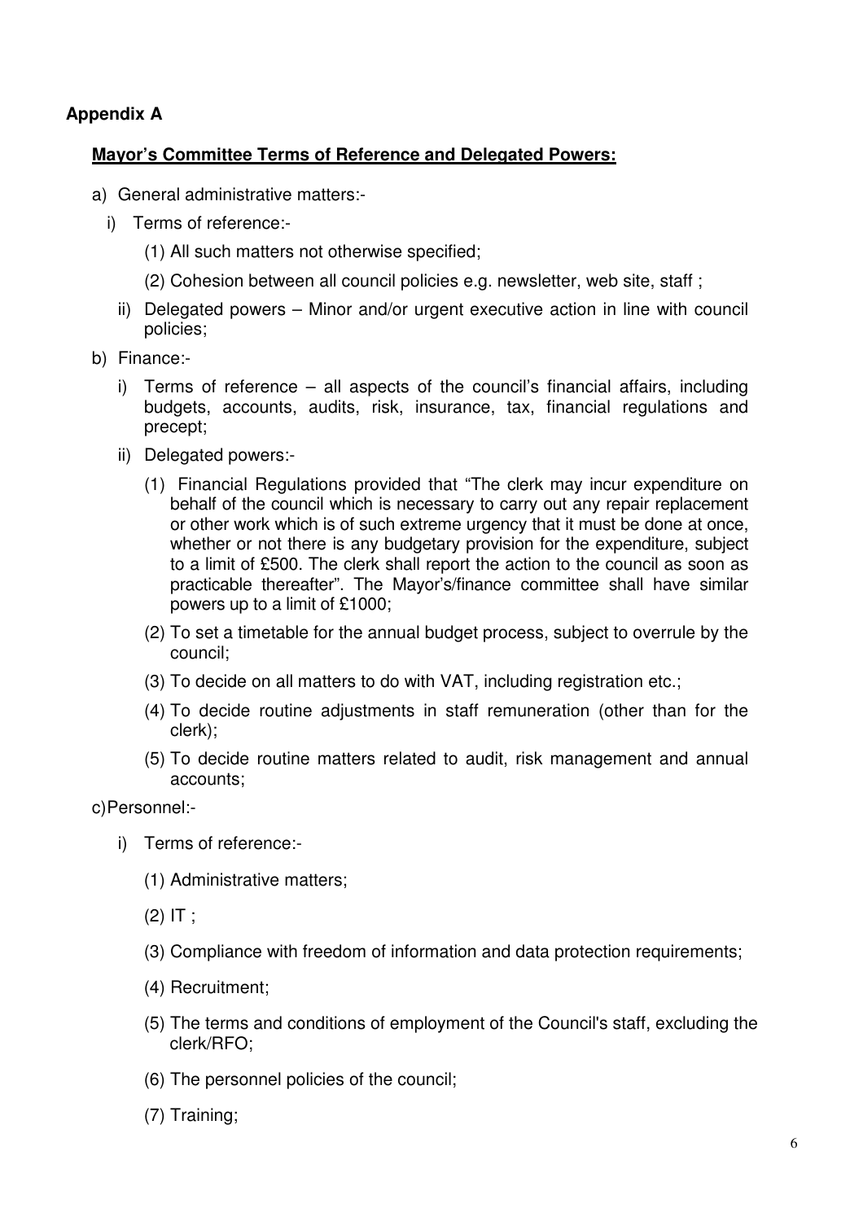**Appendix A**

**Mayor's Committee Terms of Reference and Delegated Powers:**

a) General administrative matters:-

   i) Terms of reference:-

      (1) All such matters not otherwise specified;

      (2) Cohesion between all council policies e.g. newsletter, web site, staff ;

   ii) Delegated powers – Minor and/or urgent executive action in line with council policies;

b) Finance:-

   i) Terms of reference – all aspects of the council's financial affairs, including budgets, accounts, audits, risk, insurance, tax, financial regulations and precept;

   ii) Delegated powers:-

      (1) Financial Regulations provided that "The clerk may incur expenditure on behalf of the council which is necessary to carry out any repair replacement or other work which is of such extreme urgency that it must be done at once, whether or not there is any budgetary provision for the expenditure, subject to a limit of £500. The clerk shall report the action to the council as soon as practicable thereafter". The Mayor's/finance committee shall have similar powers up to a limit of £1000;

      (2) To set a timetable for the annual budget process, subject to overrule by the council;

      (3) To decide on all matters to do with VAT, including registration etc.;

      (4) To decide routine adjustments in staff remuneration (other than for the clerk);

      (5) To decide routine matters related to audit, risk management and annual accounts;

c) Personnel:-

   i) Terms of reference:-

      (1) Administrative matters;

      (2) IT ;

      (3) Compliance with freedom of information and data protection requirements;

      (4) Recruitment;

      (5) The terms and conditions of employment of the Council's staff, excluding the clerk/RFO;

      (6) The personnel policies of the council;

      (7) Training;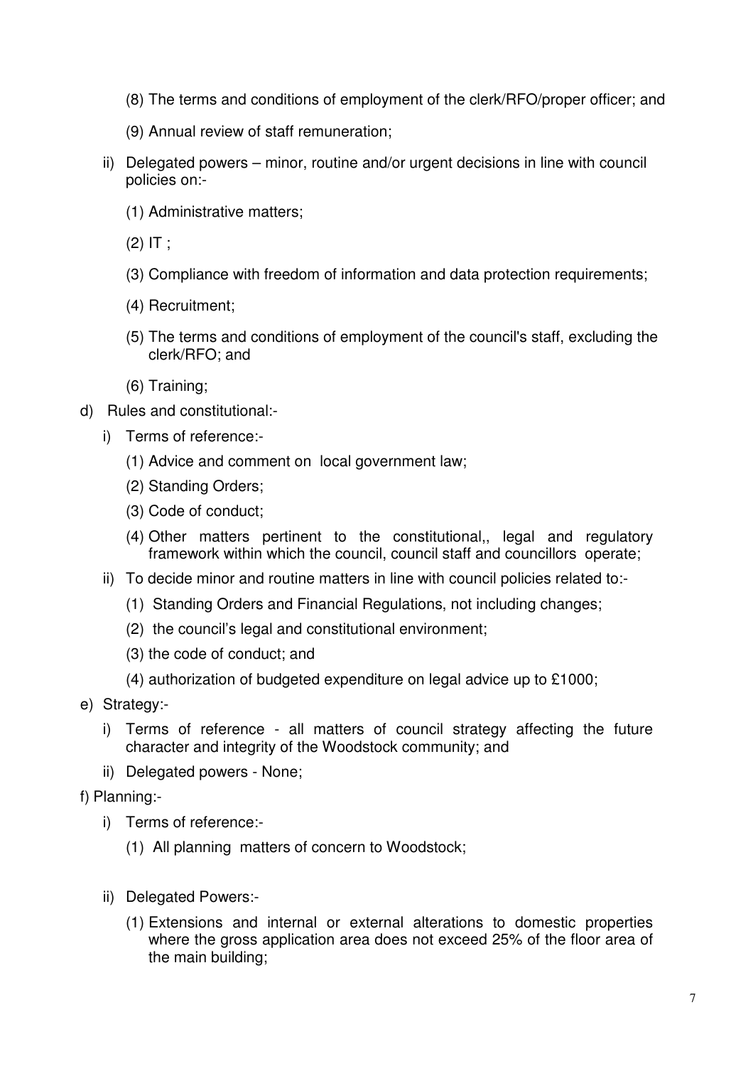(8) The terms and conditions of employment of the clerk/RFO/proper officer; and

(9) Annual review of staff remuneration;

ii) Delegated powers – minor, routine and/or urgent decisions in line with council policies on:-

(1) Administrative matters;

(2) IT ;

(3) Compliance with freedom of information and data protection requirements;

(4) Recruitment;

(5) The terms and conditions of employment of the council's staff, excluding the clerk/RFO; and

(6) Training;

d) Rules and constitutional:-

i) Terms of reference:-

(1) Advice and comment on local government law;

(2) Standing Orders;

(3) Code of conduct;

(4) Other matters pertinent to the constitutional,, legal and regulatory framework within which the council, council staff and councillors operate;

ii) To decide minor and routine matters in line with council policies related to:-

(1) Standing Orders and Financial Regulations, not including changes;

(2) the council's legal and constitutional environment;

(3) the code of conduct; and

(4) authorization of budgeted expenditure on legal advice up to £1000;

e) Strategy:-

i) Terms of reference - all matters of council strategy affecting the future character and integrity of the Woodstock community; and

ii) Delegated powers - None;

f) Planning:-

i) Terms of reference:-

(1) All planning matters of concern to Woodstock;

ii) Delegated Powers:-

(1) Extensions and internal or external alterations to domestic properties where the gross application area does not exceed 25% of the floor area of the main building;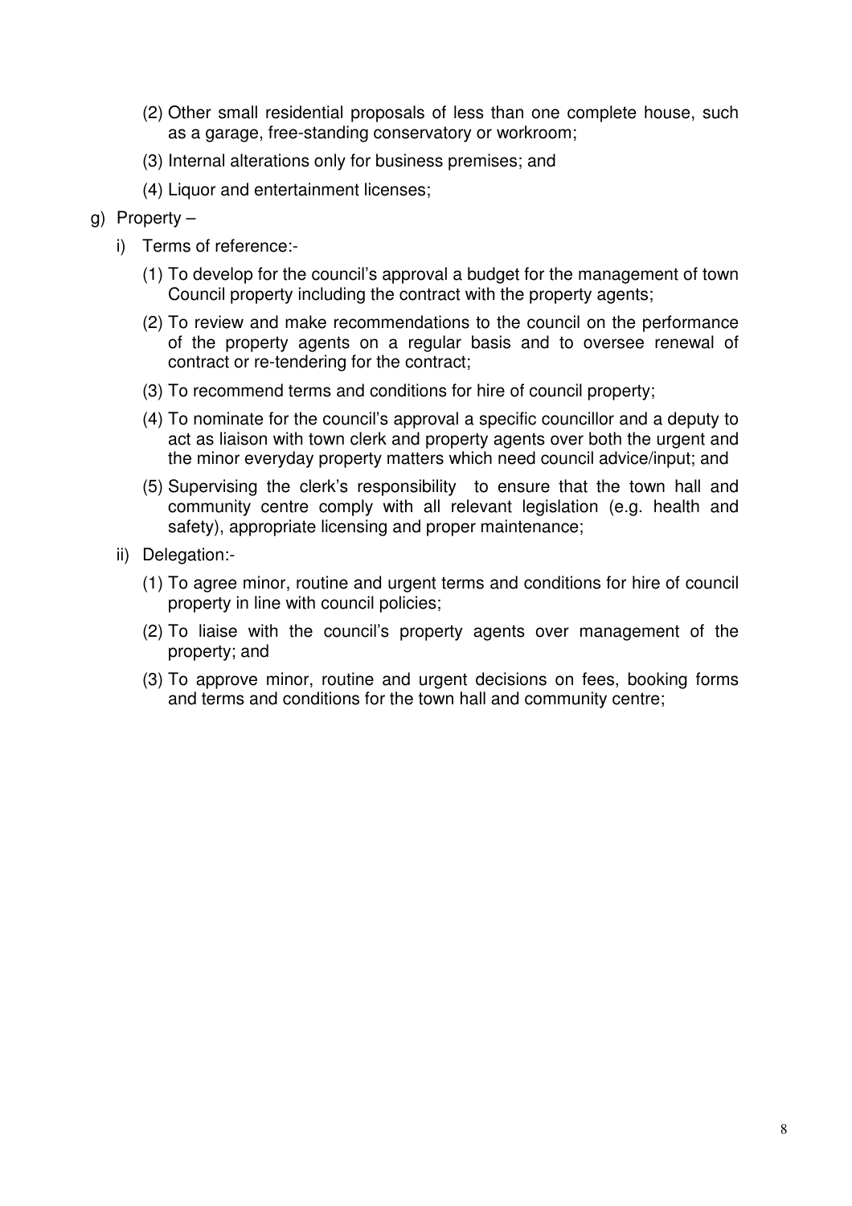- (2) Other small residential proposals of less than one complete house, such as a garage, free-standing conservatory or workroom;
   - (3) Internal alterations only for business premises; and
   - (4) Liquor and entertainment licenses;

g) Property –

   i) Terms of reference:-

      (1) To develop for the council's approval a budget for the management of town Council property including the contract with the property agents;

      (2) To review and make recommendations to the council on the performance of the property agents on a regular basis and to oversee renewal of contract or re-tendering for the contract;

      (3) To recommend terms and conditions for hire of council property;

      (4) To nominate for the council's approval a specific councillor and a deputy to act as liaison with town clerk and property agents over both the urgent and the minor everyday property matters which need council advice/input; and

      (5) Supervising the clerk's responsibility to ensure that the town hall and community centre comply with all relevant legislation (e.g. health and safety), appropriate licensing and proper maintenance;

   ii) Delegation:-

      (1) To agree minor, routine and urgent terms and conditions for hire of council property in line with council policies;

      (2) To liaise with the council's property agents over management of the property; and

      (3) To approve minor, routine and urgent decisions on fees, booking forms and terms and conditions for the town hall and community centre;